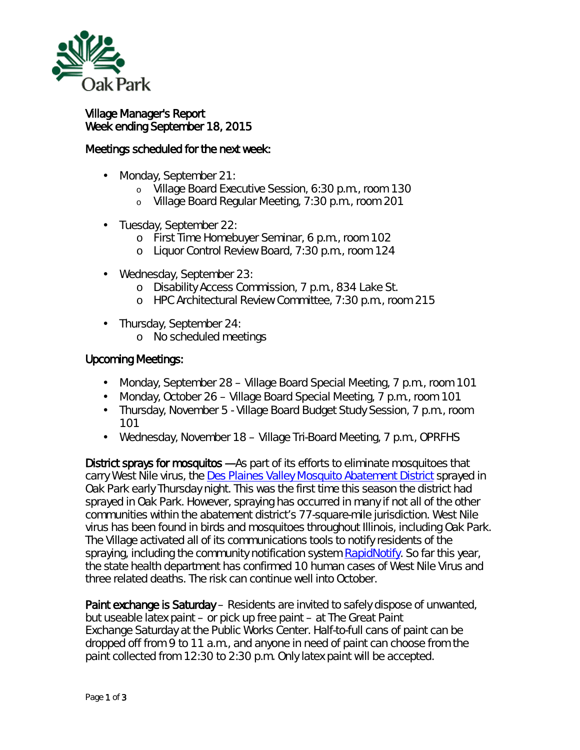Oak Park

# Village Manager's Report
## Week ending September 18, 2015

### Meetings scheduled for the next week:

- Monday, September 21:
  - Village Board Executive Session, 6:30 p.m., room 130
  - Village Board Regular Meeting, 7:30 p.m., room 201
- Tuesday, September 22:
  - First Time Homebuyer Seminar, 6 p.m., room 102
  - Liquor Control Review Board, 7:30 p.m., room 124
- Wednesday, September 23:
  - Disability Access Commission, 7 p.m., 834 Lake St.
  - HPC Architectural Review Committee, 7:30 p.m., room 215
- Thursday, September 24:
  - No scheduled meetings

### Upcoming Meetings:

- Monday, September 28 – Village Board Special Meeting, 7 p.m., room 101
- Monday, October 26 – Village Board Special Meeting, 7 p.m., room 101
- Thursday, November 5 - Village Board Budget Study Session, 7 p.m., room 101
- Wednesday, November 18 – Village Tri-Board Meeting, 7 p.m., OPRFHS

**District sprays for mosquitos** —As part of its efforts to eliminate mosquitoes that carry West Nile virus, the Des Plaines Valley Mosquito Abatement District sprayed in Oak Park early Thursday night. This was the first time this season the district had sprayed in Oak Park. However, spraying has occurred in many if not all of the other communities within the abatement district's 77-square-mile jurisdiction. West Nile virus has been found in birds and mosquitoes throughout Illinois, including Oak Park. The Village activated all of its communications tools to notify residents of the spraying, including the community notification system RapidNotify. So far this year, the state health department has confirmed 10 human cases of West Nile Virus and three related deaths. The risk can continue well into October.

**Paint exchange is Saturday** – Residents are invited to safely dispose of unwanted, but useable latex paint – or pick up free paint – at The Great Paint Exchange Saturday at the Public Works Center. Half-to-full cans of paint can be dropped off from 9 to 11 a.m., and anyone in need of paint can choose from the paint collected from 12:30 to 2:30 p.m. Only latex paint will be accepted.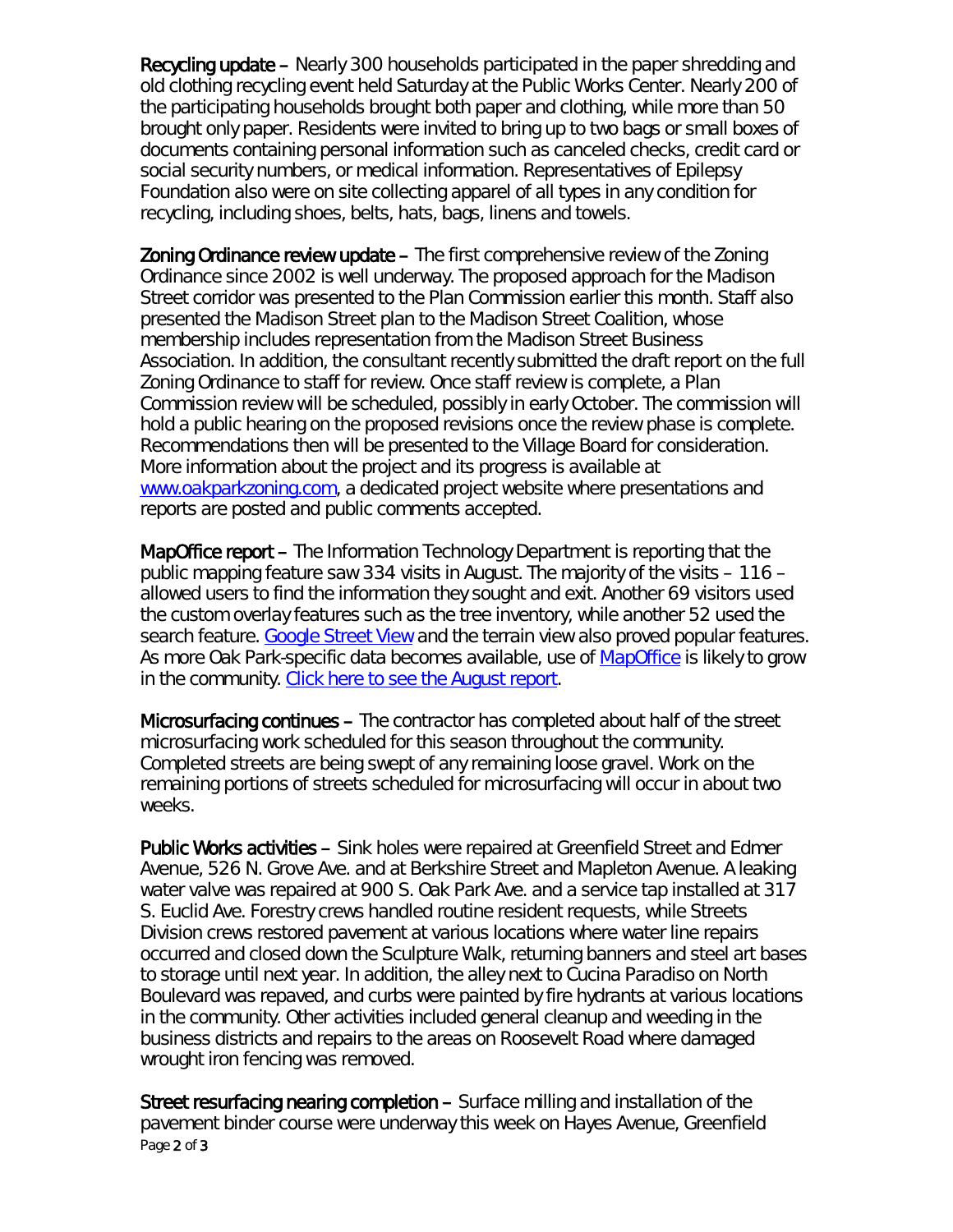**Recycling update –** Nearly 300 households participated in the paper shredding and old clothing recycling event held Saturday at the Public Works Center. Nearly 200 of the participating households brought both paper and clothing, while more than 50 brought only paper. Residents were invited to bring up to two bags or small boxes of documents containing personal information such as canceled checks, credit card or social security numbers, or medical information. Representatives of Epilepsy Foundation also were on site collecting apparel of all types in any condition for recycling, including shoes, belts, hats, bags, linens and towels.

**Zoning Ordinance review update –** The first comprehensive review of the Zoning Ordinance since 2002 is well underway. The proposed approach for the Madison Street corridor was presented to the Plan Commission earlier this month. Staff also presented the Madison Street plan to the Madison Street Coalition, whose membership includes representation from the Madison Street Business Association. In addition, the consultant recently submitted the draft report on the full Zoning Ordinance to staff for review. Once staff review is complete, a Plan Commission review will be scheduled, possibly in early October. The commission will hold a public hearing on the proposed revisions once the review phase is complete. Recommendations then will be presented to the Village Board for consideration. More information about the project and its progress is available at www.oakparkzoning.com, a dedicated project website where presentations and reports are posted and public comments accepted.

**MapOffice report –** The Information Technology Department is reporting that the public mapping feature saw 334 visits in August. The majority of the visits – 116 – allowed users to find the information they sought and exit. Another 69 visitors used the custom overlay features such as the tree inventory, while another 52 used the search feature. Google Street View and the terrain view also proved popular features. As more Oak Park-specific data becomes available, use of MapOffice is likely to grow in the community. Click here to see the August report.

**Microsurfacing continues –** The contractor has completed about half of the street microsurfacing work scheduled for this season throughout the community. Completed streets are being swept of any remaining loose gravel. Work on the remaining portions of streets scheduled for microsurfacing will occur in about two weeks.

**Public Works activities –** Sink holes were repaired at Greenfield Street and Edmer Avenue, 526 N. Grove Ave. and at Berkshire Street and Mapleton Avenue. A leaking water valve was repaired at 900 S. Oak Park Ave. and a service tap installed at 317 S. Euclid Ave. Forestry crews handled routine resident requests, while Streets Division crews restored pavement at various locations where water line repairs occurred and closed down the Sculpture Walk, returning banners and steel art bases to storage until next year. In addition, the alley next to Cucina Paradiso on North Boulevard was repaved, and curbs were painted by fire hydrants at various locations in the community. Other activities included general cleanup and weeding in the business districts and repairs to the areas on Roosevelt Road where damaged wrought iron fencing was removed.

**Street resurfacing nearing completion –** Surface milling and installation of the pavement binder course were underway this week on Hayes Avenue, Greenfield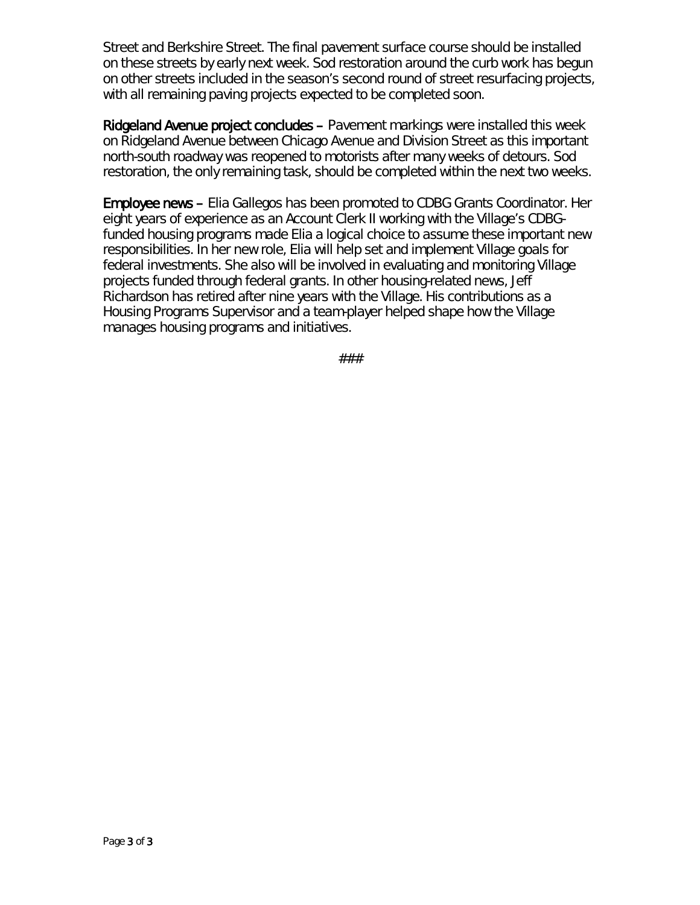Street and Berkshire Street. The final pavement surface course should be installed on these streets by early next week. Sod restoration around the curb work has begun on other streets included in the season's second round of street resurfacing projects, with all remaining paving projects expected to be completed soon.

**Ridgeland Avenue project concludes –** Pavement markings were installed this week on Ridgeland Avenue between Chicago Avenue and Division Street as this important north-south roadway was reopened to motorists after many weeks of detours. Sod restoration, the only remaining task, should be completed within the next two weeks.

**Employee news –** Elia Gallegos has been promoted to CDBG Grants Coordinator. Her eight years of experience as an Account Clerk II working with the Village's CDBG-funded housing programs made Elia a logical choice to assume these important new responsibilities. In her new role, Elia will help set and implement Village goals for federal investments. She also will be involved in evaluating and monitoring Village projects funded through federal grants. In other housing-related news, Jeff Richardson has retired after nine years with the Village. His contributions as a Housing Programs Supervisor and a team-player helped shape how the Village manages housing programs and initiatives.

###